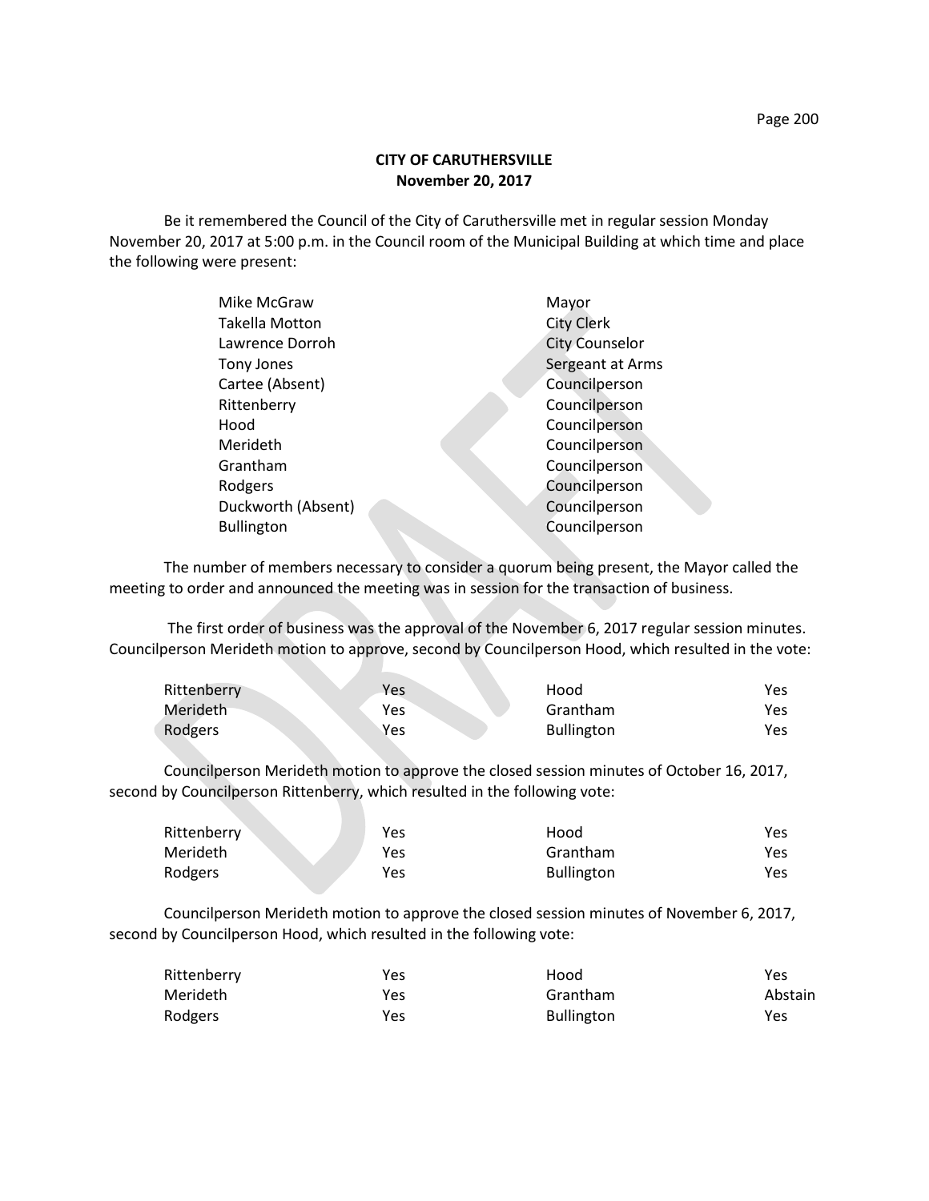**CITY OF CARUTHERSVILLE**
**November 20, 2017**

Be it remembered the Council of the City of Caruthersville met in regular session Monday November 20, 2017 at 5:00 p.m. in the Council room of the Municipal Building at which time and place the following were present:

| | |
|---|---|
| Mike McGraw | Mayor |
| Takella Motton | City Clerk |
| Lawrence Dorroh | City Counselor |
| Tony Jones | Sergeant at Arms |
| Cartee (Absent) | Councilperson |
| Rittenberry | Councilperson |
| Hood | Councilperson |
| Merideth | Councilperson |
| Grantham | Councilperson |
| Rodgers | Councilperson |
| Duckworth (Absent) | Councilperson |
| Bullington | Councilperson |

The number of members necessary to consider a quorum being present, the Mayor called the meeting to order and announced the meeting was in session for the transaction of business.

The first order of business was the approval of the November 6, 2017 regular session minutes. Councilperson Merideth motion to approve, second by Councilperson Hood, which resulted in the vote:

| | | | |
|---|---|---|---|
| Rittenberry | Yes | Hood | Yes |
| Merideth | Yes | Grantham | Yes |
| Rodgers | Yes | Bullington | Yes |

Councilperson Merideth motion to approve the closed session minutes of October 16, 2017, second by Councilperson Rittenberry, which resulted in the following vote:

| | | | |
|---|---|---|---|
| Rittenberry | Yes | Hood | Yes |
| Merideth | Yes | Grantham | Yes |
| Rodgers | Yes | Bullington | Yes |

Councilperson Merideth motion to approve the closed session minutes of November 6, 2017, second by Councilperson Hood, which resulted in the following vote:

| | | | |
|---|---|---|---|
| Rittenberry | Yes | Hood | Yes |
| Merideth | Yes | Grantham | Abstain |
| Rodgers | Yes | Bullington | Yes |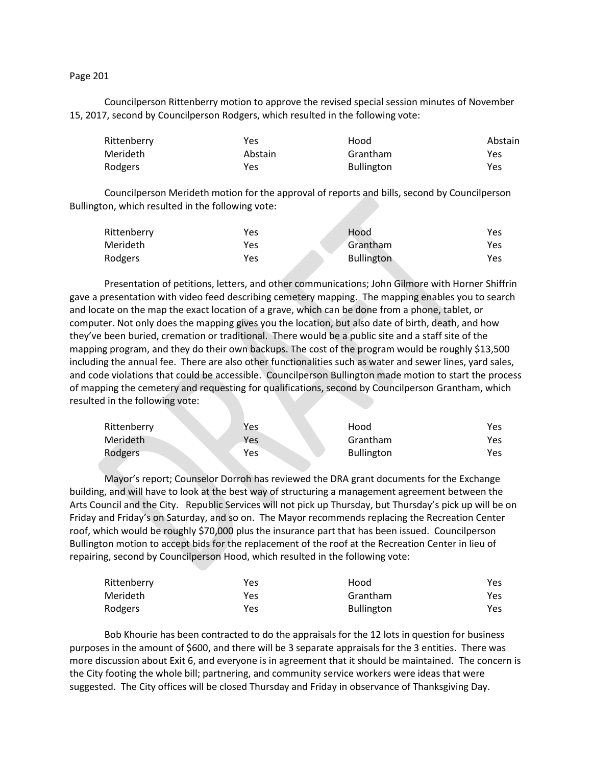Councilperson Rittenberry motion to approve the revised special session minutes of November 15, 2017, second by Councilperson Rodgers, which resulted in the following vote:

| | | | |
|---|---|---|---|
| Rittenberry | Yes | Hood | Abstain |
| Merideth | Abstain | Grantham | Yes |
| Rodgers | Yes | Bullington | Yes |

Councilperson Merideth motion for the approval of reports and bills, second by Councilperson Bullington, which resulted in the following vote:

| | | | |
|---|---|---|---|
| Rittenberry | Yes | Hood | Yes |
| Merideth | Yes | Grantham | Yes |
| Rodgers | Yes | Bullington | Yes |

Presentation of petitions, letters, and other communications; John Gilmore with Horner Shiffrin gave a presentation with video feed describing cemetery mapping. The mapping enables you to search and locate on the map the exact location of a grave, which can be done from a phone, tablet, or computer. Not only does the mapping gives you the location, but also date of birth, death, and how they've been buried, cremation or traditional. There would be a public site and a staff site of the mapping program, and they do their own backups. The cost of the program would be roughly $13,500 including the annual fee. There are also other functionalities such as water and sewer lines, yard sales, and code violations that could be accessible. Councilperson Bullington made motion to start the process of mapping the cemetery and requesting for qualifications, second by Councilperson Grantham, which resulted in the following vote:

| | | | |
|---|---|---|---|
| Rittenberry | Yes | Hood | Yes |
| Merideth | Yes | Grantham | Yes |
| Rodgers | Yes | Bullington | Yes |

Mayor's report; Counselor Dorroh has reviewed the DRA grant documents for the Exchange building, and will have to look at the best way of structuring a management agreement between the Arts Council and the City. Republic Services will not pick up Thursday, but Thursday's pick up will be on Friday and Friday's on Saturday, and so on. The Mayor recommends replacing the Recreation Center roof, which would be roughly $70,000 plus the insurance part that has been issued. Councilperson Bullington motion to accept bids for the replacement of the roof at the Recreation Center in lieu of repairing, second by Councilperson Hood, which resulted in the following vote:

| | | | |
|---|---|---|---|
| Rittenberry | Yes | Hood | Yes |
| Merideth | Yes | Grantham | Yes |
| Rodgers | Yes | Bullington | Yes |

Bob Khourie has been contracted to do the appraisals for the 12 lots in question for business purposes in the amount of $600, and there will be 3 separate appraisals for the 3 entities. There was more discussion about Exit 6, and everyone is in agreement that it should be maintained. The concern is the City footing the whole bill; partnering, and community service workers were ideas that were suggested. The City offices will be closed Thursday and Friday in observance of Thanksgiving Day.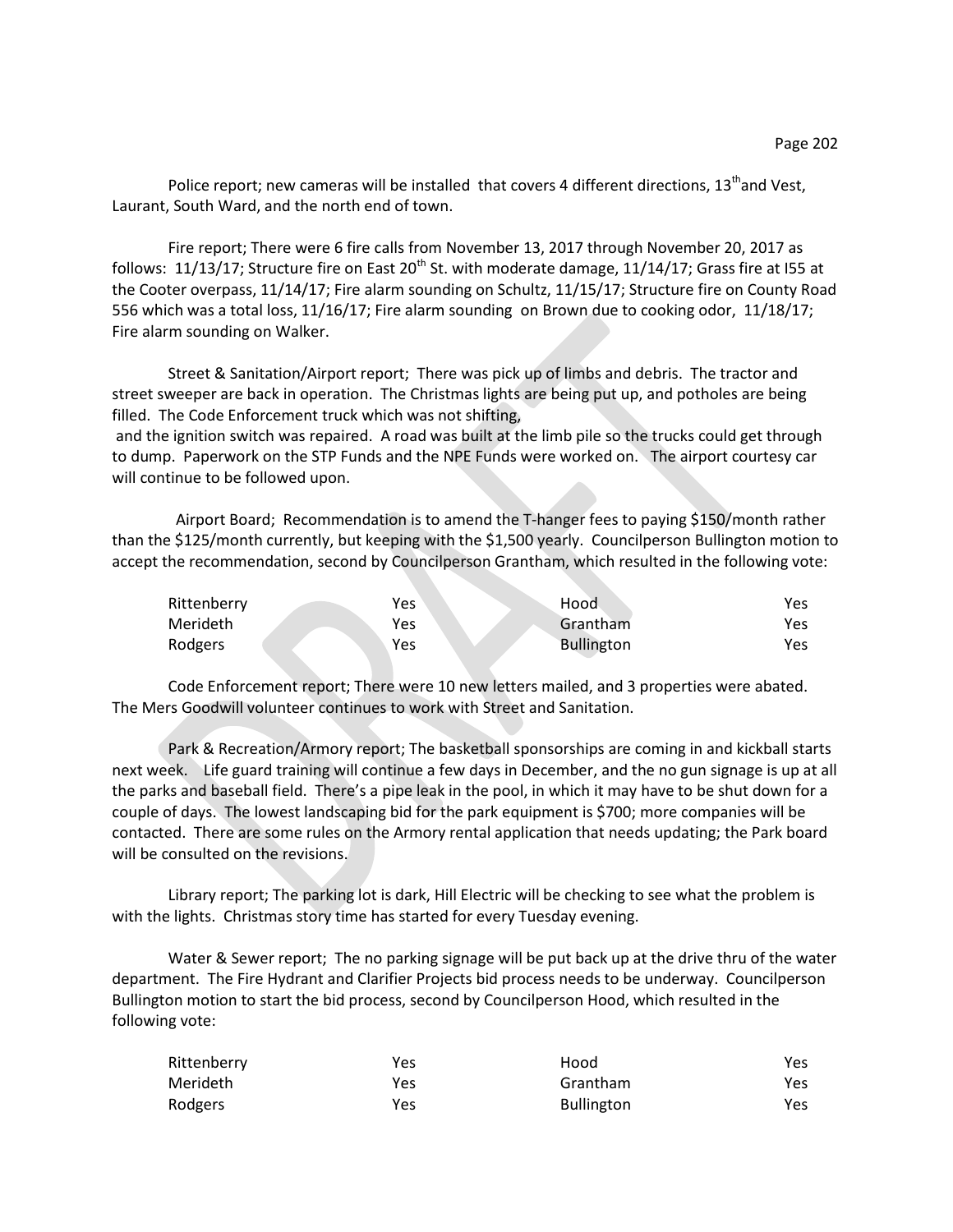Police report; new cameras will be installed that covers 4 different directions, 13th and Vest, Laurant, South Ward, and the north end of town.

Fire report; There were 6 fire calls from November 13, 2017 through November 20, 2017 as follows: 11/13/17; Structure fire on East 20th St. with moderate damage, 11/14/17; Grass fire at I55 at the Cooter overpass, 11/14/17; Fire alarm sounding on Schultz, 11/15/17; Structure fire on County Road 556 which was a total loss, 11/16/17; Fire alarm sounding on Brown due to cooking odor, 11/18/17; Fire alarm sounding on Walker.

Street & Sanitation/Airport report; There was pick up of limbs and debris. The tractor and street sweeper are back in operation. The Christmas lights are being put up, and potholes are being filled. The Code Enforcement truck which was not shifting,
and the ignition switch was repaired. A road was built at the limb pile so the trucks could get through to dump. Paperwork on the STP Funds and the NPE Funds were worked on. The airport courtesy car will continue to be followed upon.

Airport Board; Recommendation is to amend the T-hanger fees to paying $150/month rather than the $125/month currently, but keeping with the $1,500 yearly. Councilperson Bullington motion to accept the recommendation, second by Councilperson Grantham, which resulted in the following vote:

| | | | |
|---|---|---|---|
| Rittenberry | Yes | Hood | Yes |
| Merideth | Yes | Grantham | Yes |
| Rodgers | Yes | Bullington | Yes |

Code Enforcement report; There were 10 new letters mailed, and 3 properties were abated. The Mers Goodwill volunteer continues to work with Street and Sanitation.

Park & Recreation/Armory report; The basketball sponsorships are coming in and kickball starts next week. Life guard training will continue a few days in December, and the no gun signage is up at all the parks and baseball field. There's a pipe leak in the pool, in which it may have to be shut down for a couple of days. The lowest landscaping bid for the park equipment is $700; more companies will be contacted. There are some rules on the Armory rental application that needs updating; the Park board will be consulted on the revisions.

Library report; The parking lot is dark, Hill Electric will be checking to see what the problem is with the lights. Christmas story time has started for every Tuesday evening.

Water & Sewer report; The no parking signage will be put back up at the drive thru of the water department. The Fire Hydrant and Clarifier Projects bid process needs to be underway. Councilperson Bullington motion to start the bid process, second by Councilperson Hood, which resulted in the following vote:

| | | | |
|---|---|---|---|
| Rittenberry | Yes | Hood | Yes |
| Merideth | Yes | Grantham | Yes |
| Rodgers | Yes | Bullington | Yes |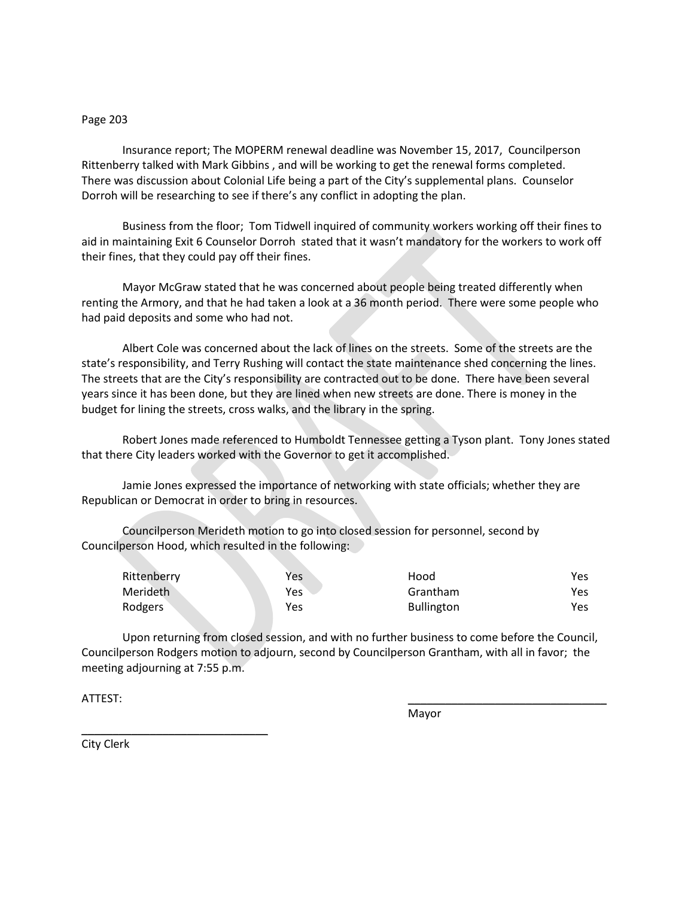Insurance report; The MOPERM renewal deadline was November 15, 2017, Councilperson Rittenberry talked with Mark Gibbins , and will be working to get the renewal forms completed. There was discussion about Colonial Life being a part of the City's supplemental plans. Counselor Dorroh will be researching to see if there's any conflict in adopting the plan.

Business from the floor; Tom Tidwell inquired of community workers working off their fines to aid in maintaining Exit 6 Counselor Dorroh stated that it wasn't mandatory for the workers to work off their fines, that they could pay off their fines.

Mayor McGraw stated that he was concerned about people being treated differently when renting the Armory, and that he had taken a look at a 36 month period. There were some people who had paid deposits and some who had not.

Albert Cole was concerned about the lack of lines on the streets. Some of the streets are the state's responsibility, and Terry Rushing will contact the state maintenance shed concerning the lines. The streets that are the City's responsibility are contracted out to be done. There have been several years since it has been done, but they are lined when new streets are done. There is money in the budget for lining the streets, cross walks, and the library in the spring.

Robert Jones made referenced to Humboldt Tennessee getting a Tyson plant. Tony Jones stated that there City leaders worked with the Governor to get it accomplished.

Jamie Jones expressed the importance of networking with state officials; whether they are Republican or Democrat in order to bring in resources.

Councilperson Merideth motion to go into closed session for personnel, second by Councilperson Hood, which resulted in the following:

| | | | |
|---|---|---|---|
| Rittenberry | Yes | Hood | Yes |
| Merideth | Yes | Grantham | Yes |
| Rodgers | Yes | Bullington | Yes |

Upon returning from closed session, and with no further business to come before the Council, Councilperson Rodgers motion to adjourn, second by Councilperson Grantham, with all in favor; the meeting adjourning at 7:55 p.m.

ATTEST:

\_\_\_\_\_\_\_\_\_\_\_\_\_\_\_\_\_\_\_\_\_\_\_\_\_\_\_\_\_\_\_\_
Mayor

\_\_\_\_\_\_\_\_\_\_\_\_\_\_\_\_\_\_\_\_\_\_\_\_\_\_\_\_\_\_\_\_
City Clerk